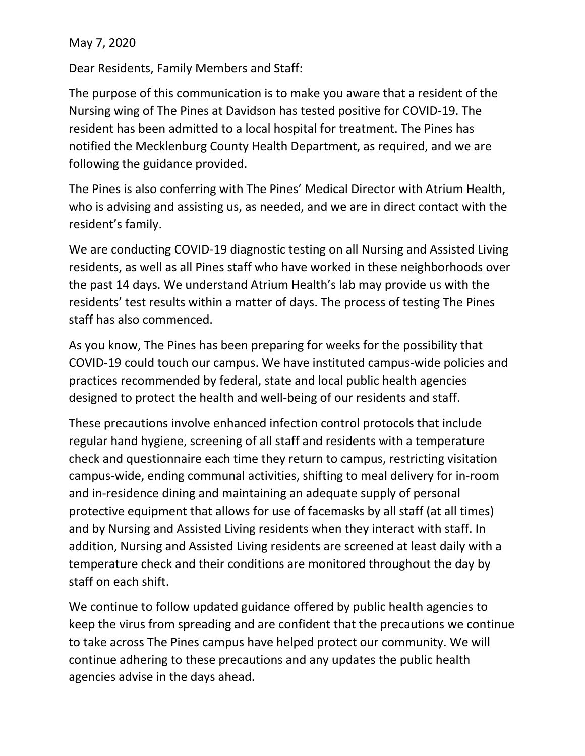May 7, 2020

Dear Residents, Family Members and Staff:

The purpose of this communication is to make you aware that a resident of the Nursing wing of The Pines at Davidson has tested positive for COVID-19. The resident has been admitted to a local hospital for treatment. The Pines has notified the Mecklenburg County Health Department, as required, and we are following the guidance provided.

The Pines is also conferring with The Pines' Medical Director with Atrium Health, who is advising and assisting us, as needed, and we are in direct contact with the resident's family.

We are conducting COVID-19 diagnostic testing on all Nursing and Assisted Living residents, as well as all Pines staff who have worked in these neighborhoods over the past 14 days. We understand Atrium Health's lab may provide us with the residents' test results within a matter of days. The process of testing The Pines staff has also commenced.

As you know, The Pines has been preparing for weeks for the possibility that COVID-19 could touch our campus. We have instituted campus-wide policies and practices recommended by federal, state and local public health agencies designed to protect the health and well-being of our residents and staff.

These precautions involve enhanced infection control protocols that include regular hand hygiene, screening of all staff and residents with a temperature check and questionnaire each time they return to campus, restricting visitation campus-wide, ending communal activities, shifting to meal delivery for in-room and in-residence dining and maintaining an adequate supply of personal protective equipment that allows for use of facemasks by all staff (at all times) and by Nursing and Assisted Living residents when they interact with staff. In addition, Nursing and Assisted Living residents are screened at least daily with a temperature check and their conditions are monitored throughout the day by staff on each shift.

We continue to follow updated guidance offered by public health agencies to keep the virus from spreading and are confident that the precautions we continue to take across The Pines campus have helped protect our community. We will continue adhering to these precautions and any updates the public health agencies advise in the days ahead.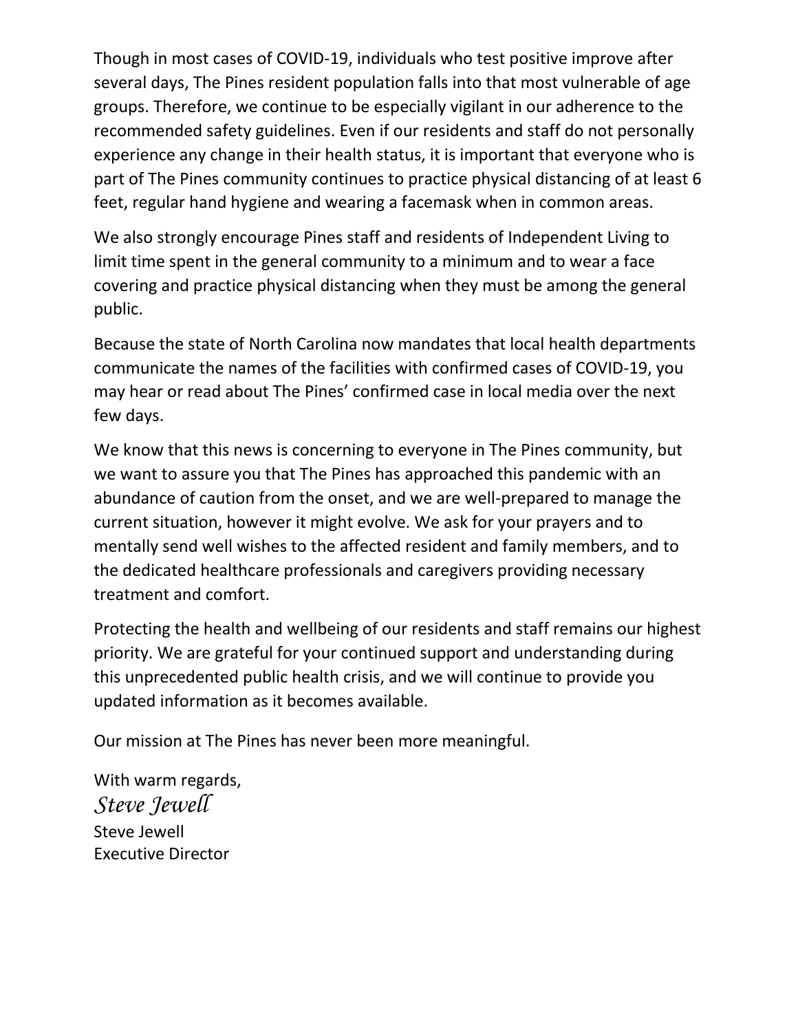Though in most cases of COVID-19, individuals who test positive improve after several days, The Pines resident population falls into that most vulnerable of age groups. Therefore, we continue to be especially vigilant in our adherence to the recommended safety guidelines. Even if our residents and staff do not personally experience any change in their health status, it is important that everyone who is part of The Pines community continues to practice physical distancing of at least 6 feet, regular hand hygiene and wearing a facemask when in common areas.

We also strongly encourage Pines staff and residents of Independent Living to limit time spent in the general community to a minimum and to wear a face covering and practice physical distancing when they must be among the general public.

Because the state of North Carolina now mandates that local health departments communicate the names of the facilities with confirmed cases of COVID-19, you may hear or read about The Pines' confirmed case in local media over the next few days.

We know that this news is concerning to everyone in The Pines community, but we want to assure you that The Pines has approached this pandemic with an abundance of caution from the onset, and we are well-prepared to manage the current situation, however it might evolve. We ask for your prayers and to mentally send well wishes to the affected resident and family members, and to the dedicated healthcare professionals and caregivers providing necessary treatment and comfort.

Protecting the health and wellbeing of our residents and staff remains our highest priority. We are grateful for your continued support and understanding during this unprecedented public health crisis, and we will continue to provide you updated information as it becomes available.

Our mission at The Pines has never been more meaningful.

With warm regards,

*Steve Jewell*

Steve Jewell
Executive Director